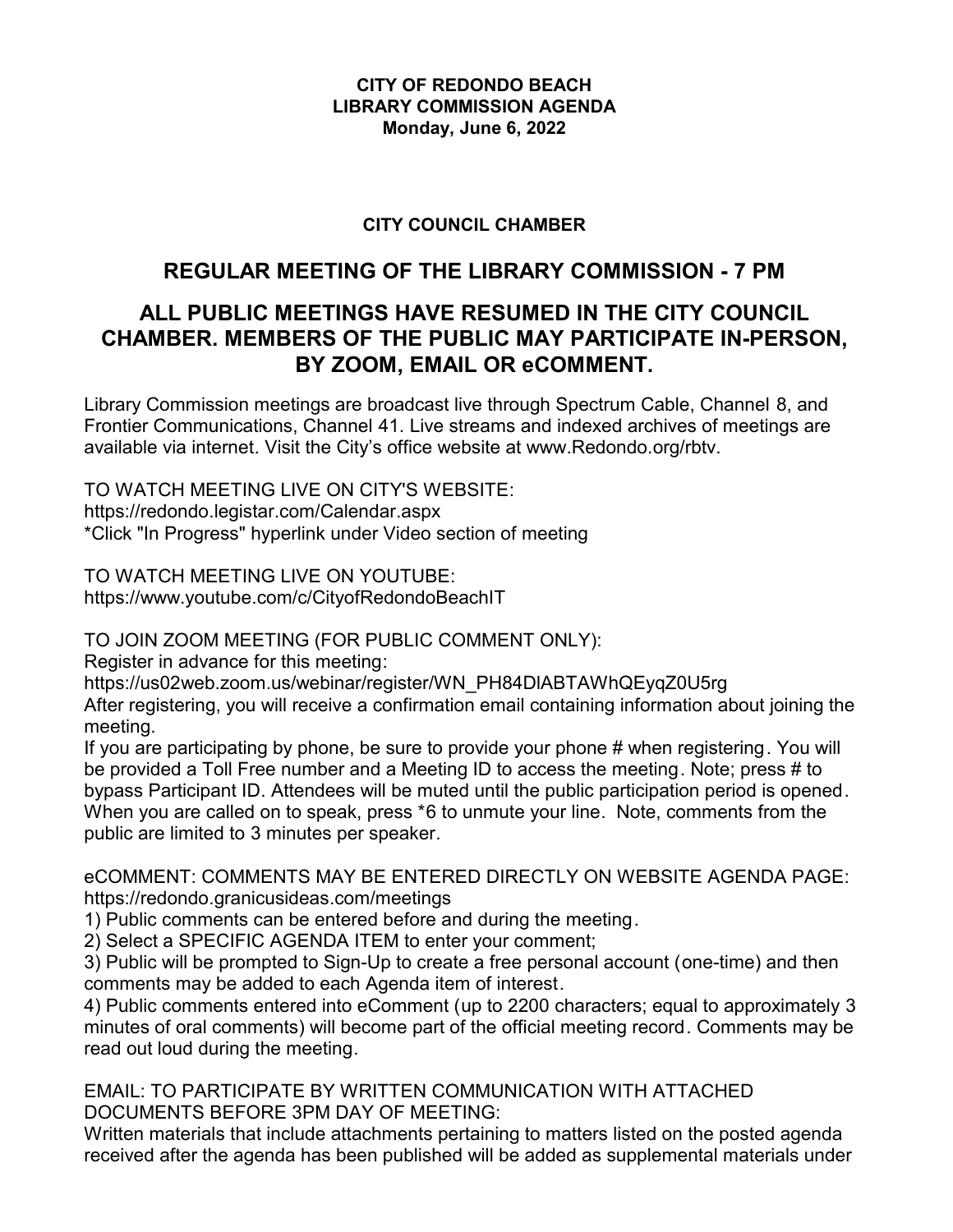**CITY OF REDONDO BEACH**
**LIBRARY COMMISSION AGENDA**
**Monday, June 6, 2022**

**CITY COUNCIL CHAMBER**

## REGULAR MEETING OF THE LIBRARY COMMISSION - 7 PM

## ALL PUBLIC MEETINGS HAVE RESUMED IN THE CITY COUNCIL CHAMBER. MEMBERS OF THE PUBLIC MAY PARTICIPATE IN-PERSON, BY ZOOM, EMAIL OR eCOMMENT.

Library Commission meetings are broadcast live through Spectrum Cable, Channel 8, and Frontier Communications, Channel 41. Live streams and indexed archives of meetings are available via internet. Visit the City's office website at www.Redondo.org/rbtv.

TO WATCH MEETING LIVE ON CITY'S WEBSITE:
https://redondo.legistar.com/Calendar.aspx
*Click "In Progress" hyperlink under Video section of meeting

TO WATCH MEETING LIVE ON YOUTUBE:
https://www.youtube.com/c/CityofRedondoBeachIT

TO JOIN ZOOM MEETING (FOR PUBLIC COMMENT ONLY):
Register in advance for this meeting:
https://us02web.zoom.us/webinar/register/WN_PH84DlABTAWhQEyqZ0U5rg
After registering, you will receive a confirmation email containing information about joining the meeting.
If you are participating by phone, be sure to provide your phone # when registering. You will be provided a Toll Free number and a Meeting ID to access the meeting. Note; press # to bypass Participant ID. Attendees will be muted until the public participation period is opened. When you are called on to speak, press *6 to unmute your line. Note, comments from the public are limited to 3 minutes per speaker.

eCOMMENT: COMMENTS MAY BE ENTERED DIRECTLY ON WEBSITE AGENDA PAGE:
https://redondo.granicusideas.com/meetings
1) Public comments can be entered before and during the meeting.
2) Select a SPECIFIC AGENDA ITEM to enter your comment;
3) Public will be prompted to Sign-Up to create a free personal account (one-time) and then comments may be added to each Agenda item of interest.
4) Public comments entered into eComment (up to 2200 characters; equal to approximately 3 minutes of oral comments) will become part of the official meeting record. Comments may be read out loud during the meeting.

EMAIL: TO PARTICIPATE BY WRITTEN COMMUNICATION WITH ATTACHED DOCUMENTS BEFORE 3PM DAY OF MEETING:
Written materials that include attachments pertaining to matters listed on the posted agenda received after the agenda has been published will be added as supplemental materials under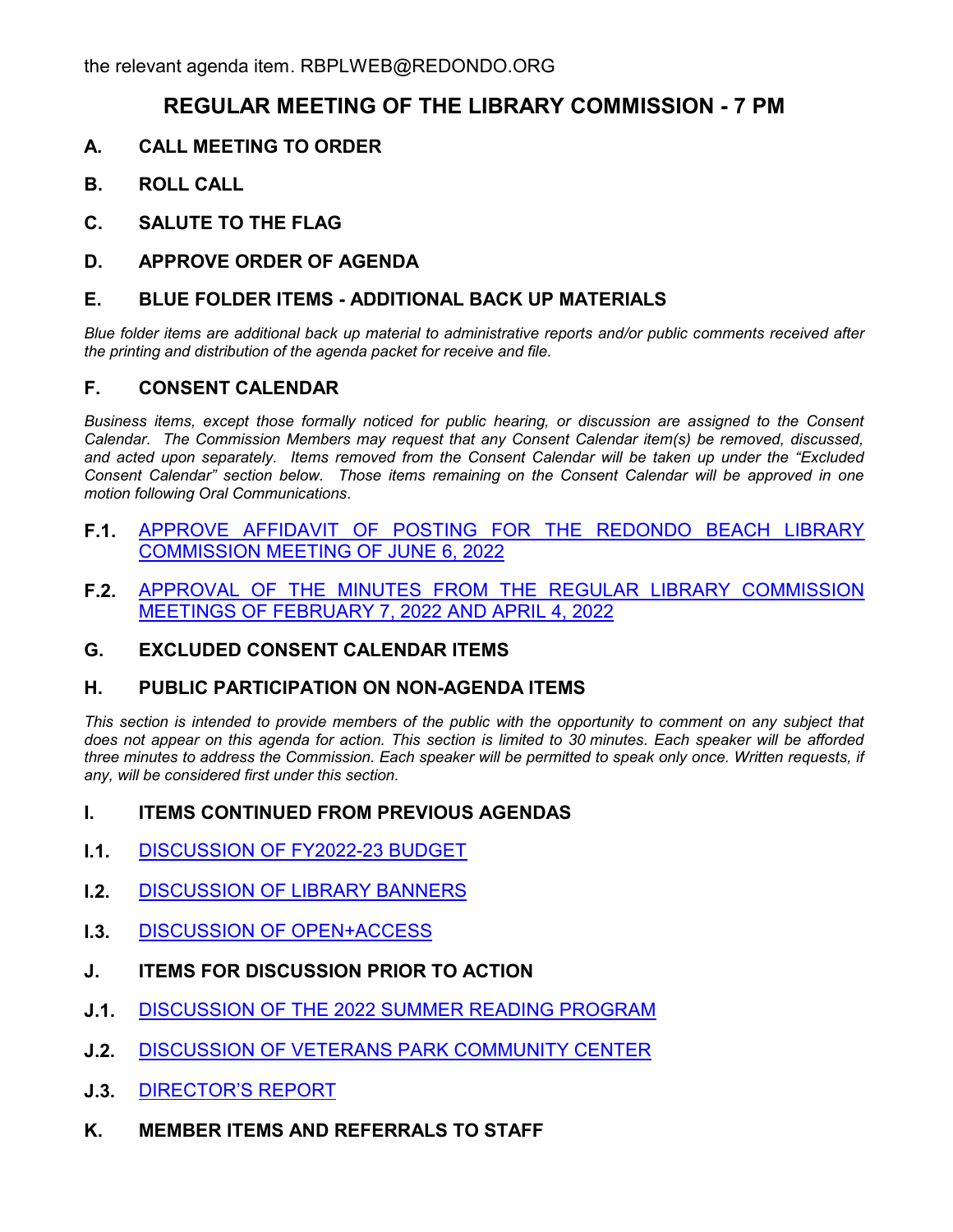the relevant agenda item. RBPLWEB@REDONDO.ORG

# REGULAR MEETING OF THE LIBRARY COMMISSION - 7 PM

## A. CALL MEETING TO ORDER

## B. ROLL CALL

## C. SALUTE TO THE FLAG

## D. APPROVE ORDER OF AGENDA

## E. BLUE FOLDER ITEMS - ADDITIONAL BACK UP MATERIALS

*Blue folder items are additional back up material to administrative reports and/or public comments received after the printing and distribution of the agenda packet for receive and file.*

## F. CONSENT CALENDAR

*Business items, except those formally noticed for public hearing, or discussion are assigned to the Consent Calendar. The Commission Members may request that any Consent Calendar item(s) be removed, discussed, and acted upon separately. Items removed from the Consent Calendar will be taken up under the "Excluded Consent Calendar" section below. Those items remaining on the Consent Calendar will be approved in one motion following Oral Communications.*

**F.1.** APPROVE AFFIDAVIT OF POSTING FOR THE REDONDO BEACH LIBRARY COMMISSION MEETING OF JUNE 6, 2022

**F.2.** APPROVAL OF THE MINUTES FROM THE REGULAR LIBRARY COMMISSION MEETINGS OF FEBRUARY 7, 2022 AND APRIL 4, 2022

## G. EXCLUDED CONSENT CALENDAR ITEMS

## H. PUBLIC PARTICIPATION ON NON-AGENDA ITEMS

*This section is intended to provide members of the public with the opportunity to comment on any subject that does not appear on this agenda for action. This section is limited to 30 minutes. Each speaker will be afforded three minutes to address the Commission. Each speaker will be permitted to speak only once. Written requests, if any, will be considered first under this section.*

## I. ITEMS CONTINUED FROM PREVIOUS AGENDAS

**I.1.** DISCUSSION OF FY2022-23 BUDGET

**I.2.** DISCUSSION OF LIBRARY BANNERS

**I.3.** DISCUSSION OF OPEN+ACCESS

## J. ITEMS FOR DISCUSSION PRIOR TO ACTION

**J.1.** DISCUSSION OF THE 2022 SUMMER READING PROGRAM

**J.2.** DISCUSSION OF VETERANS PARK COMMUNITY CENTER

**J.3.** DIRECTOR'S REPORT

## K. MEMBER ITEMS AND REFERRALS TO STAFF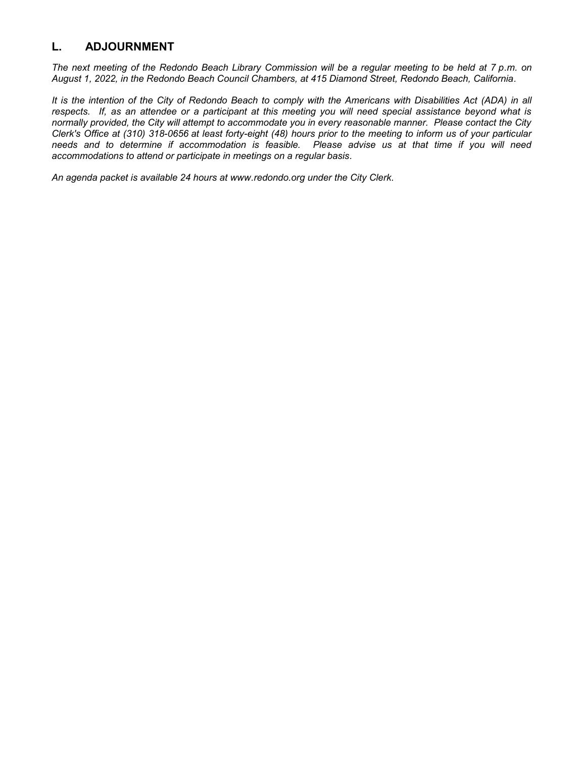## L. ADJOURNMENT

*The next meeting of the Redondo Beach Library Commission will be a regular meeting to be held at 7 p.m. on August 1, 2022, in the Redondo Beach Council Chambers, at 415 Diamond Street, Redondo Beach, California.*

*It is the intention of the City of Redondo Beach to comply with the Americans with Disabilities Act (ADA) in all respects. If, as an attendee or a participant at this meeting you will need special assistance beyond what is normally provided, the City will attempt to accommodate you in every reasonable manner. Please contact the City Clerk's Office at (310) 318-0656 at least forty-eight (48) hours prior to the meeting to inform us of your particular needs and to determine if accommodation is feasible. Please advise us at that time if you will need accommodations to attend or participate in meetings on a regular basis.*

*An agenda packet is available 24 hours at www.redondo.org under the City Clerk.*